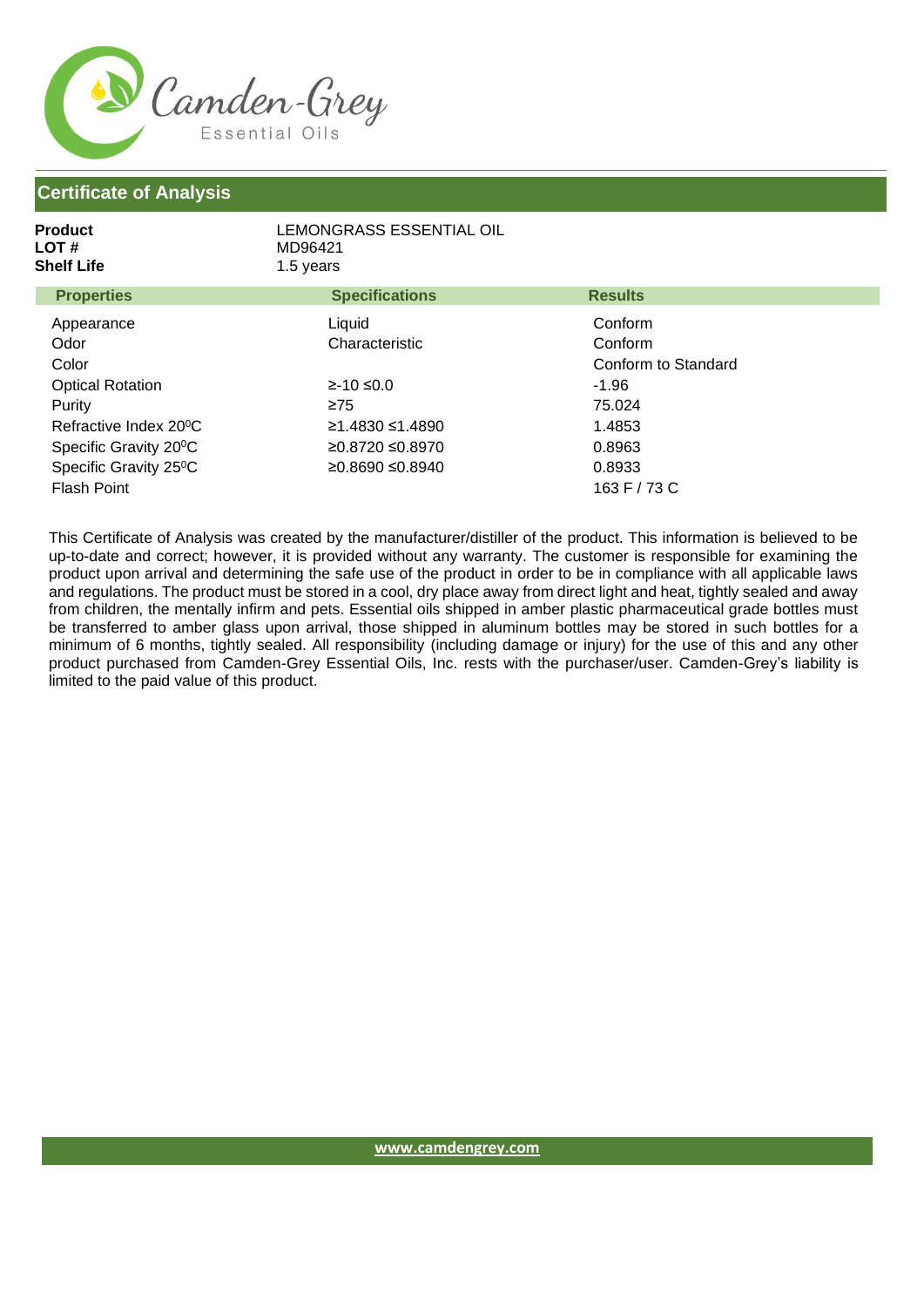Camden-Grey Essential Oils

## Certificate of Analysis

**Product** LEMONGRASS ESSENTIAL OIL
**LOT #** MD96421
**Shelf Life** 1.5 years

| Properties | Specifications | Results |
|---|---|---|
| Appearance | Liquid | Conform |
| Odor | Characteristic | Conform |
| Color | | Conform to Standard |
| Optical Rotation | ≥-10 ≤0.0 | -1.96 |
| Purity | ≥75 | 75.024 |
| Refractive Index 20⁰C | ≥1.4830 ≤1.4890 | 1.4853 |
| Specific Gravity 20⁰C | ≥0.8720 ≤0.8970 | 0.8963 |
| Specific Gravity 25⁰C | ≥0.8690 ≤0.8940 | 0.8933 |
| Flash Point | | 163 F / 73 C |

This Certificate of Analysis was created by the manufacturer/distiller of the product. This information is believed to be up-to-date and correct; however, it is provided without any warranty. The customer is responsible for examining the product upon arrival and determining the safe use of the product in order to be in compliance with all applicable laws and regulations. The product must be stored in a cool, dry place away from direct light and heat, tightly sealed and away from children, the mentally infirm and pets. Essential oils shipped in amber plastic pharmaceutical grade bottles must be transferred to amber glass upon arrival, those shipped in aluminum bottles may be stored in such bottles for a minimum of 6 months, tightly sealed. All responsibility (including damage or injury) for the use of this and any other product purchased from Camden-Grey Essential Oils, Inc. rests with the purchaser/user. Camden-Grey's liability is limited to the paid value of this product.

www.camdengrey.com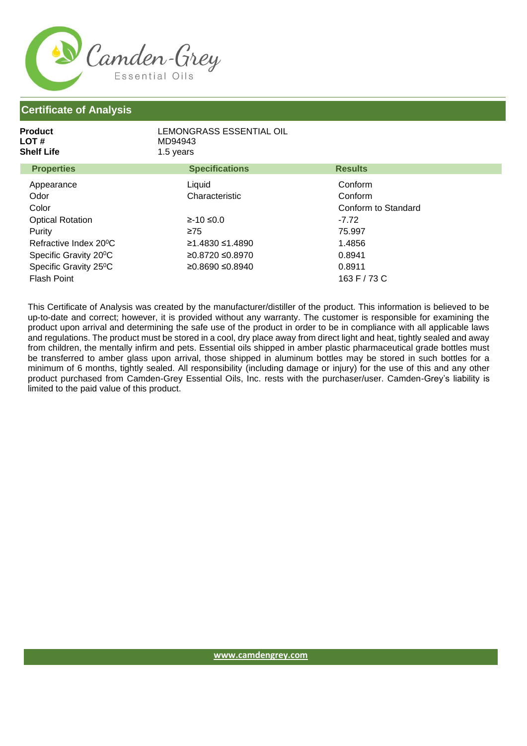Camden-Grey
Essential Oils

## Certificate of Analysis

**Product** LEMONGRASS ESSENTIAL OIL
**LOT #** MD94943
**Shelf Life** 1.5 years

| Properties | Specifications | Results |
|---|---|---|
| Appearance | Liquid | Conform |
| Odor | Characteristic | Conform |
| Color | | Conform to Standard |
| Optical Rotation | ≥-10 ≤0.0 | -7.72 |
| Purity | ≥75 | 75.997 |
| Refractive Index 20⁰C | ≥1.4830 ≤1.4890 | 1.4856 |
| Specific Gravity 20⁰C | ≥0.8720 ≤0.8970 | 0.8941 |
| Specific Gravity 25⁰C | ≥0.8690 ≤0.8940 | 0.8911 |
| Flash Point | | 163 F / 73 C |

This Certificate of Analysis was created by the manufacturer/distiller of the product. This information is believed to be up-to-date and correct; however, it is provided without any warranty. The customer is responsible for examining the product upon arrival and determining the safe use of the product in order to be in compliance with all applicable laws and regulations. The product must be stored in a cool, dry place away from direct light and heat, tightly sealed and away from children, the mentally infirm and pets. Essential oils shipped in amber plastic pharmaceutical grade bottles must be transferred to amber glass upon arrival, those shipped in aluminum bottles may be stored in such bottles for a minimum of 6 months, tightly sealed. All responsibility (including damage or injury) for the use of this and any other product purchased from Camden-Grey Essential Oils, Inc. rests with the purchaser/user. Camden-Grey's liability is limited to the paid value of this product.

www.camdengrey.com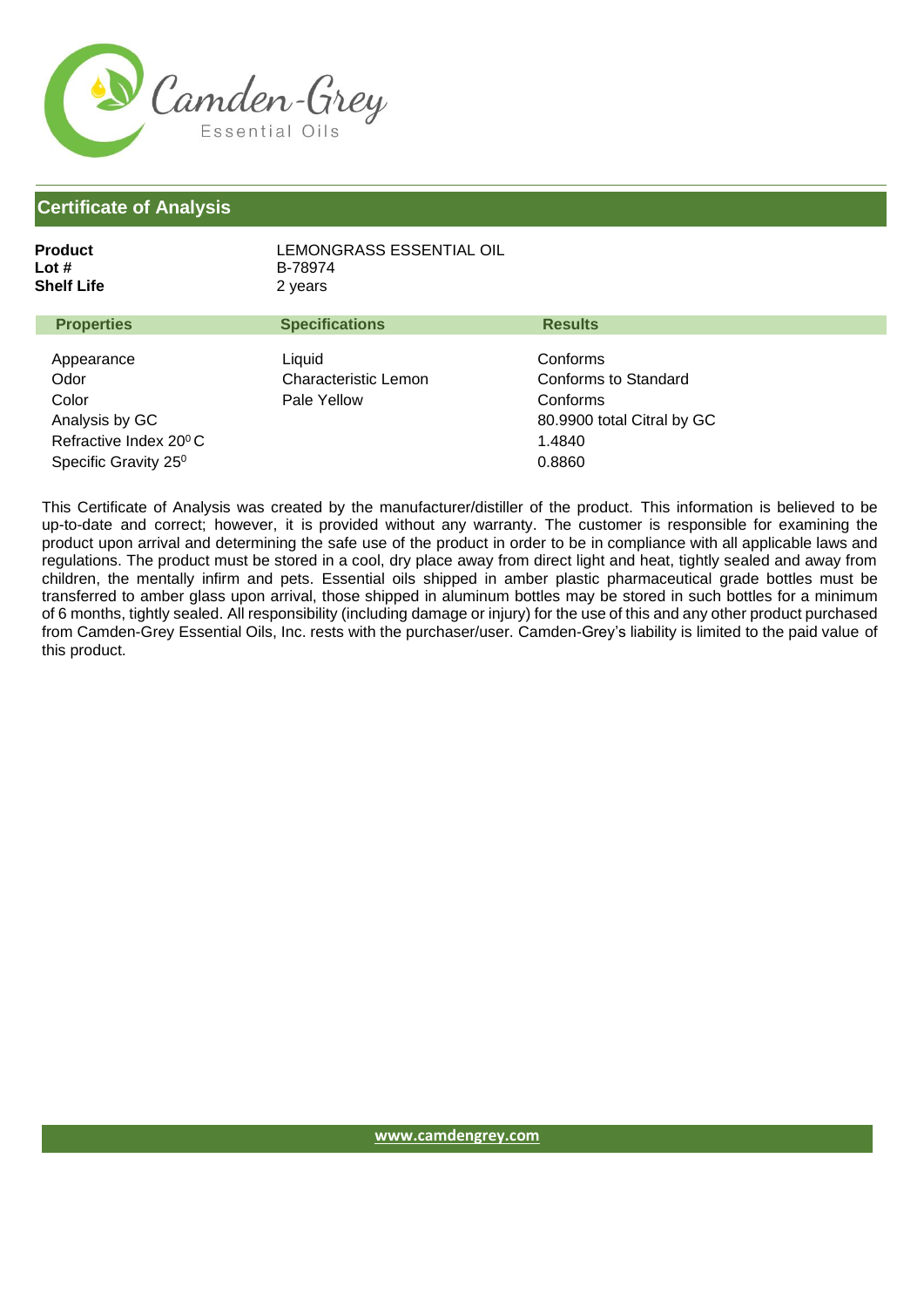Camden-Grey
Essential Oils

## Certificate of Analysis

**Product** LEMONGRASS ESSENTIAL OIL
**Lot #** B-78974
**Shelf Life** 2 years

| Properties | Specifications | Results |
|---|---|---|
| Appearance | Liquid | Conforms |
| Odor | Characteristic Lemon | Conforms to Standard |
| Color | Pale Yellow | Conforms |
| Analysis by GC | | 80.9900 total Citral by GC |
| Refractive Index $20^0$ C | | 1.4840 |
| Specific Gravity $25^0$ | | 0.8860 |

This Certificate of Analysis was created by the manufacturer/distiller of the product. This information is believed to be up-to-date and correct; however, it is provided without any warranty. The customer is responsible for examining the product upon arrival and determining the safe use of the product in order to be in compliance with all applicable laws and regulations. The product must be stored in a cool, dry place away from direct light and heat, tightly sealed and away from children, the mentally infirm and pets. Essential oils shipped in amber plastic pharmaceutical grade bottles must be transferred to amber glass upon arrival, those shipped in aluminum bottles may be stored in such bottles for a minimum of 6 months, tightly sealed. All responsibility (including damage or injury) for the use of this and any other product purchased from Camden-Grey Essential Oils, Inc. rests with the purchaser/user. Camden-Grey's liability is limited to the paid value of this product.

www.camdengrey.com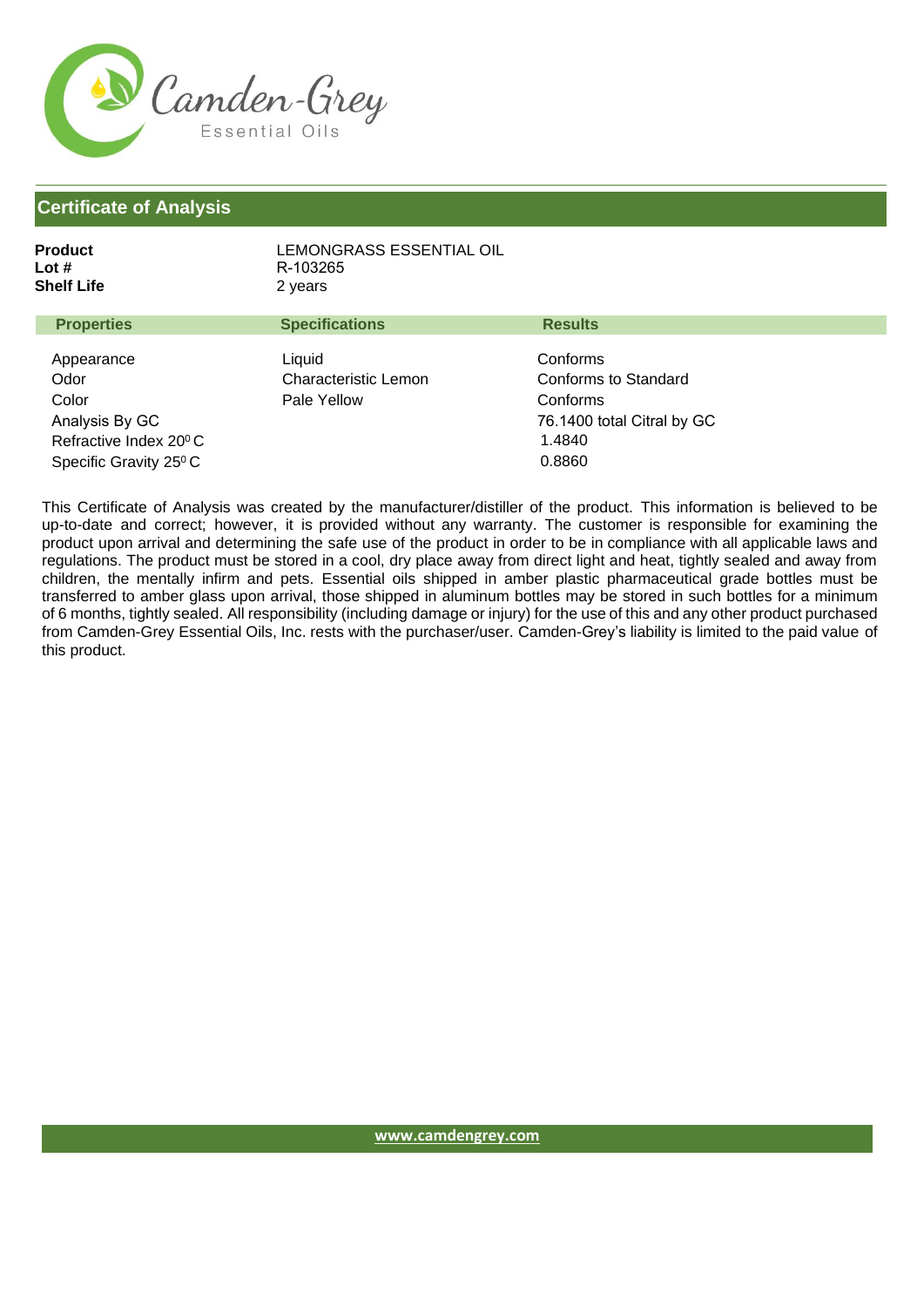Camden-Grey

Essential Oils

## Certificate of Analysis

**Product** LEMONGRASS ESSENTIAL OIL

**Lot #** R-103265

**Shelf Life** 2 years

| Properties | Specifications | Results |
|---|---|---|
| Appearance | Liquid | Conforms |
| Odor | Characteristic Lemon | Conforms to Standard |
| Color | Pale Yellow | Conforms |
| Analysis By GC | | 76.1400 total Citral by GC |
| Refractive Index $20^0$ C | | 1.4840 |
| Specific Gravity $25^0$ C | | 0.8860 |

This Certificate of Analysis was created by the manufacturer/distiller of the product. This information is believed to be up-to-date and correct; however, it is provided without any warranty. The customer is responsible for examining the product upon arrival and determining the safe use of the product in order to be in compliance with all applicable laws and regulations. The product must be stored in a cool, dry place away from direct light and heat, tightly sealed and away from children, the mentally infirm and pets. Essential oils shipped in amber plastic pharmaceutical grade bottles must be transferred to amber glass upon arrival, those shipped in aluminum bottles may be stored in such bottles for a minimum of 6 months, tightly sealed. All responsibility (including damage or injury) for the use of this and any other product purchased from Camden-Grey Essential Oils, Inc. rests with the purchaser/user. Camden-Grey's liability is limited to the paid value of this product.

www.camdengrey.com